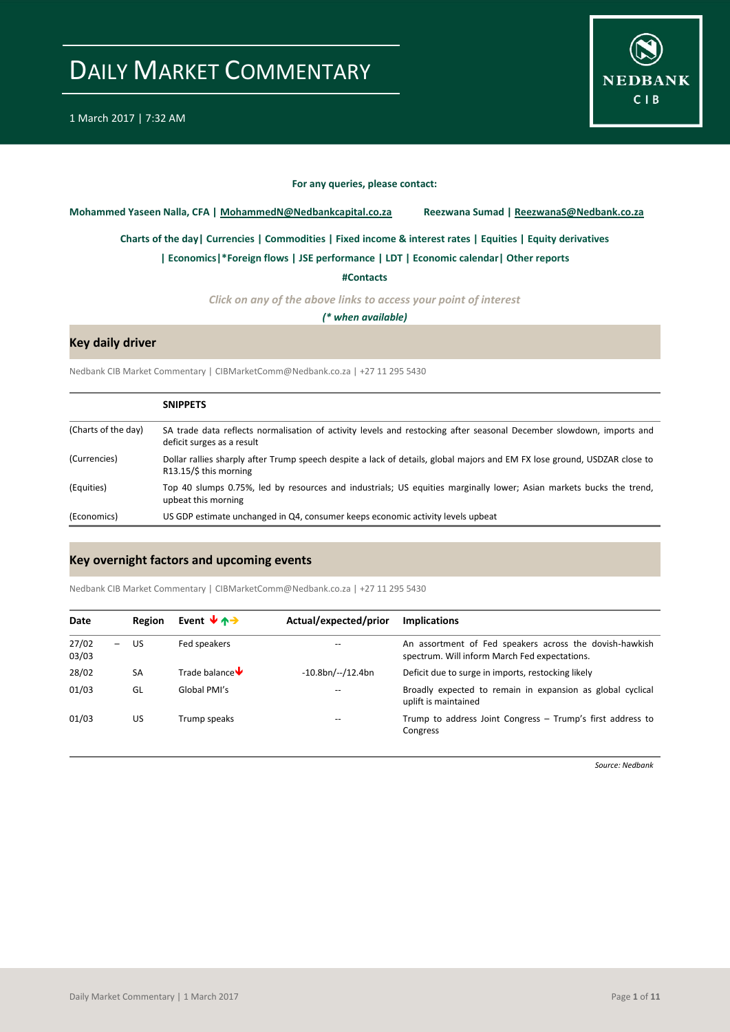# DAILY MARKET COMMENTARY

1 March 2017 | 7:32 AM

**For any queries, please contact:**

**Mohammed Yaseen Nalla, CFA | MohammedN@Nedbankcapital.co.za** **Reezwana Sumad | ReezwanaS@Nedbank.co.za**

**Charts of the day| Currencies | Commodities | Fixed income & interest rates | Equities | Equity derivatives**

**| Economics|*Foreign flows | JSE performance | LDT | Economic calendar| Other reports**

**#Contacts**

*Click on any of the above links to access your point of interest*

*(* when available)*

## Key daily driver

Nedbank CIB Market Commentary | CIBMarketComm@Nedbank.co.za | +27 11 295 5430

| | **SNIPPETS** |
|---|---|
| (Charts of the day) | SA trade data reflects normalisation of activity levels and restocking after seasonal December slowdown, imports and deficit surges as a result |
| (Currencies) | Dollar rallies sharply after Trump speech despite a lack of details, global majors and EM FX lose ground, USDZAR close to R13.15/$ this morning |
| (Equities) | Top 40 slumps 0.75%, led by resources and industrials; US equities marginally lower; Asian markets bucks the trend, upbeat this morning |
| (Economics) | US GDP estimate unchanged in Q4, consumer keeps economic activity levels upbeat |

## Key overnight factors and upcoming events

Nedbank CIB Market Commentary | CIBMarketComm@Nedbank.co.za | +27 11 295 5430

| Date | Region | Event ↓↑→ | Actual/expected/prior | Implications |
|---|---|---|---|---|
| 27/02 – 03/03 | US | Fed speakers | -- | An assortment of Fed speakers across the dovish-hawkish spectrum. Will inform March Fed expectations. |
| 28/02 | SA | Trade balance↓ | -10.8bn/--/12.4bn | Deficit due to surge in imports, restocking likely |
| 01/03 | GL | Global PMI's | -- | Broadly expected to remain in expansion as global cyclical uplift is maintained |
| 01/03 | US | Trump speaks | -- | Trump to address Joint Congress – Trump's first address to Congress |

*Source: Nedbank*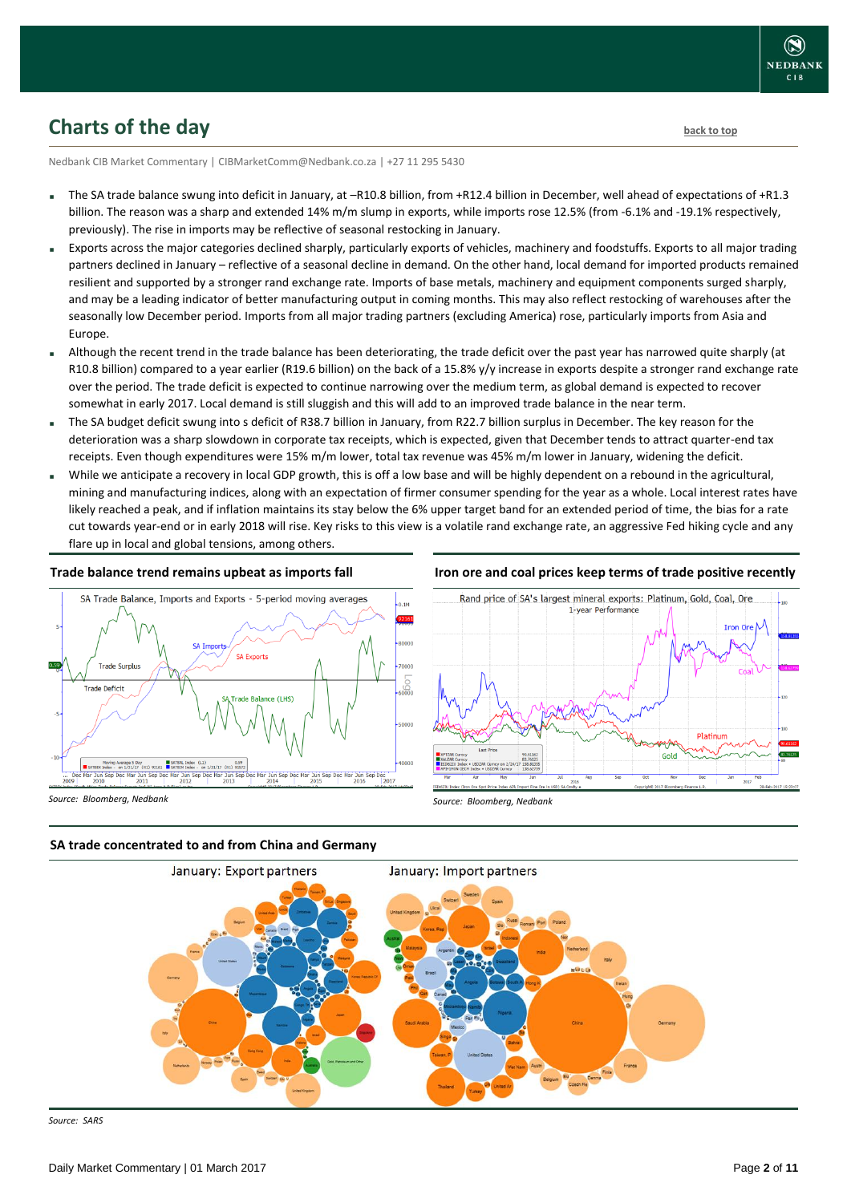## Charts of the day

Nedbank CIB Market Commentary | CIBMarketComm@Nedbank.co.za | +27 11 295 5430

- The SA trade balance swung into deficit in January, at –R10.8 billion, from +R12.4 billion in December, well ahead of expectations of +R1.3 billion. The reason was a sharp and extended 14% m/m slump in exports, while imports rose 12.5% (from -6.1% and -19.1% respectively, previously). The rise in imports may be reflective of seasonal restocking in January.
- Exports across the major categories declined sharply, particularly exports of vehicles, machinery and foodstuffs. Exports to all major trading partners declined in January – reflective of a seasonal decline in demand. On the other hand, local demand for imported products remained resilient and supported by a stronger rand exchange rate. Imports of base metals, machinery and equipment components surged sharply, and may be a leading indicator of better manufacturing output in coming months. This may also reflect restocking of warehouses after the seasonally low December period. Imports from all major trading partners (excluding America) rose, particularly imports from Asia and Europe.
- Although the recent trend in the trade balance has been deteriorating, the trade deficit over the past year has narrowed quite sharply (at R10.8 billion) compared to a year earlier (R19.6 billion) on the back of a 15.8% y/y increase in exports despite a stronger rand exchange rate over the period. The trade deficit is expected to continue narrowing over the medium term, as global demand is expected to recover somewhat in early 2017. Local demand is still sluggish and this will add to an improved trade balance in the near term.
- The SA budget deficit swung into s deficit of R38.7 billion in January, from R22.7 billion surplus in December. The key reason for the deterioration was a sharp slowdown in corporate tax receipts, which is expected, given that December tends to attract quarter-end tax receipts. Even though expenditures were 15% m/m lower, total tax revenue was 45% m/m lower in January, widening the deficit.
- While we anticipate a recovery in local GDP growth, this is off a low base and will be highly dependent on a rebound in the agricultural, mining and manufacturing indices, along with an expectation of firmer consumer spending for the year as a whole. Local interest rates have likely reached a peak, and if inflation maintains its stay below the 6% upper target band for an extended period of time, the bias for a rate cut towards year-end or in early 2018 will rise. Key risks to this view is a volatile rand exchange rate, an aggressive Fed hiking cycle and any flare up in local and global tensions, among others.

**Trade balance trend remains upbeat as imports fall**

*Source: Bloomberg, Nedbank*

**Iron ore and coal prices keep terms of trade positive recently**

*Source: Bloomberg, Nedbank*

**SA trade concentrated to and from China and Germany**

*Source: SARS*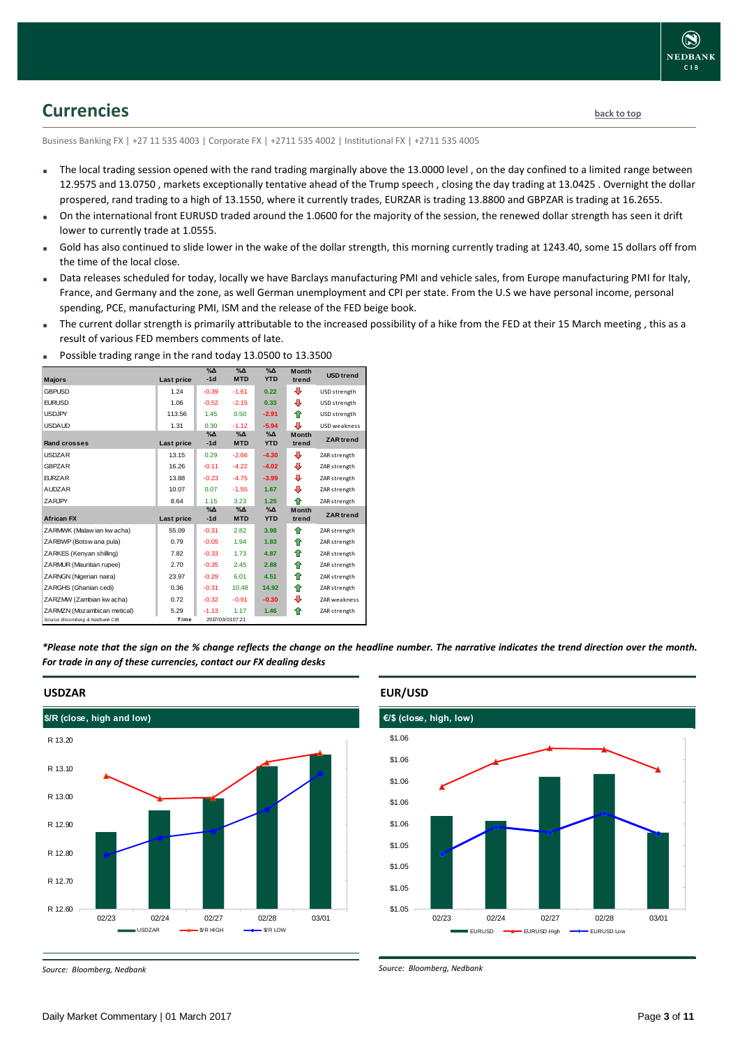## Currencies

back to top

Business Banking FX | +27 11 535 4003 | Corporate FX | +2711 535 4002 | Institutional FX | +2711 535 4005

- The local trading session opened with the rand trading marginally above the 13.0000 level , on the day confined to a limited range between 12.9575 and 13.0750 , markets exceptionally tentative ahead of the Trump speech , closing the day trading at 13.0425 . Overnight the dollar prospered, rand trading to a high of 13.1550, where it currently trades, EURZAR is trading 13.8800 and GBPZAR is trading at 16.2655.
- On the international front EURUSD traded around the 1.0600 for the majority of the session, the renewed dollar strength has seen it drift lower to currently trade at 1.0555.
- Gold has also continued to slide lower in the wake of the dollar strength, this morning currently trading at 1243.40, some 15 dollars off from the time of the local close.
- Data releases scheduled for today, locally we have Barclays manufacturing PMI and vehicle sales, from Europe manufacturing PMI for Italy, France, and Germany and the zone, as well German unemployment and CPI per state. From the U.S we have personal income, personal spending, PCE, manufacturing PMI, ISM and the release of the FED beige book.
- The current dollar strength is primarily attributable to the increased possibility of a hike from the FED at their 15 March meeting , this as a result of various FED members comments of late.
- Possible trading range in the rand today 13.0500 to 13.3500

| Majors | Last price | %Δ -1d | %Δ MTD | %Δ YTD | Month trend | USD trend |
|---|---|---|---|---|---|---|
| GBPUSD | 1.24 | -0.39 | -1.61 | 0.22 | ⇩ | USD strength |
| EURUSD | 1.06 | -0.52 | -2.15 | 0.33 | ⇩ | USD strength |
| USDJPY | 113.56 | 1.45 | 0.50 | -2.91 | ⇧ | USD strength |
| USDAUD | 1.31 | 0.30 | -1.12 | -5.94 | ⇩ | USD weakness |
| **Rand crosses** | **Last price** | **%Δ -1d** | **%Δ MTD** | **%Δ YTD** | **Month trend** | **ZAR trend** |
| USDZAR | 13.15 | 0.29 | -2.66 | -4.30 | ⇩ | ZAR strength |
| GBPZAR | 16.26 | -0.11 | -4.22 | -4.02 | ⇩ | ZAR strength |
| EURZAR | 13.88 | -0.23 | -4.75 | -3.99 | ⇩ | ZAR strength |
| AUDZAR | 10.07 | 0.07 | -1.55 | 1.67 | ⇩ | ZAR strength |
| ZARJPY | 8.64 | 1.15 | 3.23 | 1.25 | ⇧ | ZAR strength |
| **African FX** | **Last price** | **%Δ -1d** | **%Δ MTD** | **%Δ YTD** | **Month trend** | **ZAR trend** |
| ZARMWK (Malawian kwacha) | 55.09 | -0.31 | 2.82 | 3.98 | ⇧ | ZAR strength |
| ZARBWP (Botswana pula) | 0.79 | -0.05 | 1.94 | 1.83 | ⇧ | ZAR strength |
| ZARKES (Kenyan shilling) | 7.82 | -0.33 | 1.73 | 4.87 | ⇧ | ZAR strength |
| ZARMUR (Mauritian rupee) | 2.70 | -0.35 | 2.45 | 2.88 | ⇧ | ZAR strength |
| ZARNGN (Nigerian naira) | 23.97 | -0.29 | 6.01 | 4.51 | ⇧ | ZAR strength |
| ZARGHS (Ghanian cedi) | 0.36 | -0.31 | 10.48 | 14.92 | ⇧ | ZAR strength |
| ZARZMW (Zambian kwacha) | 0.72 | -0.32 | -0.91 | -0.30 | ⇩ | ZAR weakness |
| ZARMZN (Mozambican metical) | 5.29 | -1.13 | 1.17 | 1.46 | ⇧ | ZAR strength |
| Source: Bloomberg & Nedbank CIB | Time | 2017/03/01 07:21 | | | | |

*\*Please note that the sign on the % change reflects the change on the headline number. The narrative indicates the trend direction over the month. For trade in any of these currencies, contact our FX dealing desks*

### USDZAR

**$/R (close, high and low)**

Source: Bloomberg, Nedbank

### EUR/USD

**€/$ (close, high, low)**

Source: Bloomberg, Nedbank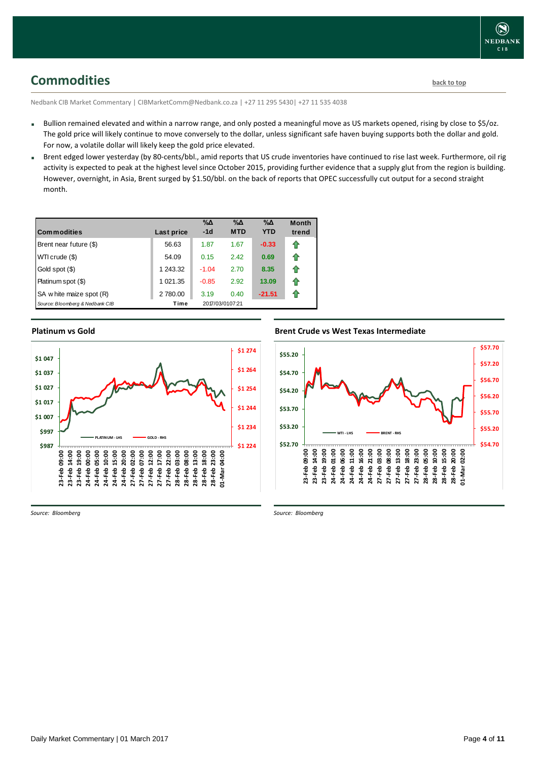## Commodities

back to top

Nedbank CIB Market Commentary | CIBMarketComm@Nedbank.co.za | +27 11 295 5430| +27 11 535 4038

- Bullion remained elevated and within a narrow range, and only posted a meaningful move as US markets opened, rising by close to $5/oz. The gold price will likely continue to move conversely to the dollar, unless significant safe haven buying supports both the dollar and gold. For now, a volatile dollar will likely keep the gold price elevated.
- Brent edged lower yesterday (by 80-cents/bbl., amid reports that US crude inventories have continued to rise last week. Furthermore, oil rig activity is expected to peak at the highest level since October 2015, providing further evidence that a supply glut from the region is building. However, overnight, in Asia, Brent surged by $1.50/bbl. on the back of reports that OPEC successfully cut output for a second straight month.

| Commodities | Last price | %Δ -1d | %Δ MTD | %Δ YTD | Month trend |
|---|---|---|---|---|---|
| Brent near future ($) | 56.63 | 1.87 | 1.67 | -0.33 | ⇧ |
| WTI crude ($) | 54.09 | 0.15 | 2.42 | 0.69 | ⇧ |
| Gold spot ($) | 1 243.32 | -1.04 | 2.70 | 8.35 | ⇧ |
| Platinum spot ($) | 1 021.35 | -0.85 | 2.92 | 13.09 | ⇧ |
| SA white maize spot (R) | 2 780.00 | 3.19 | 0.40 | -21.51 | ⇧ |
| *Source: Bloomberg & Nedbank CIB* | Time | 2017/03/01 07:21 | | | |

### Platinum vs Gold

*Source: Bloomberg*

### Brent Crude vs West Texas Intermediate

*Source: Bloomberg*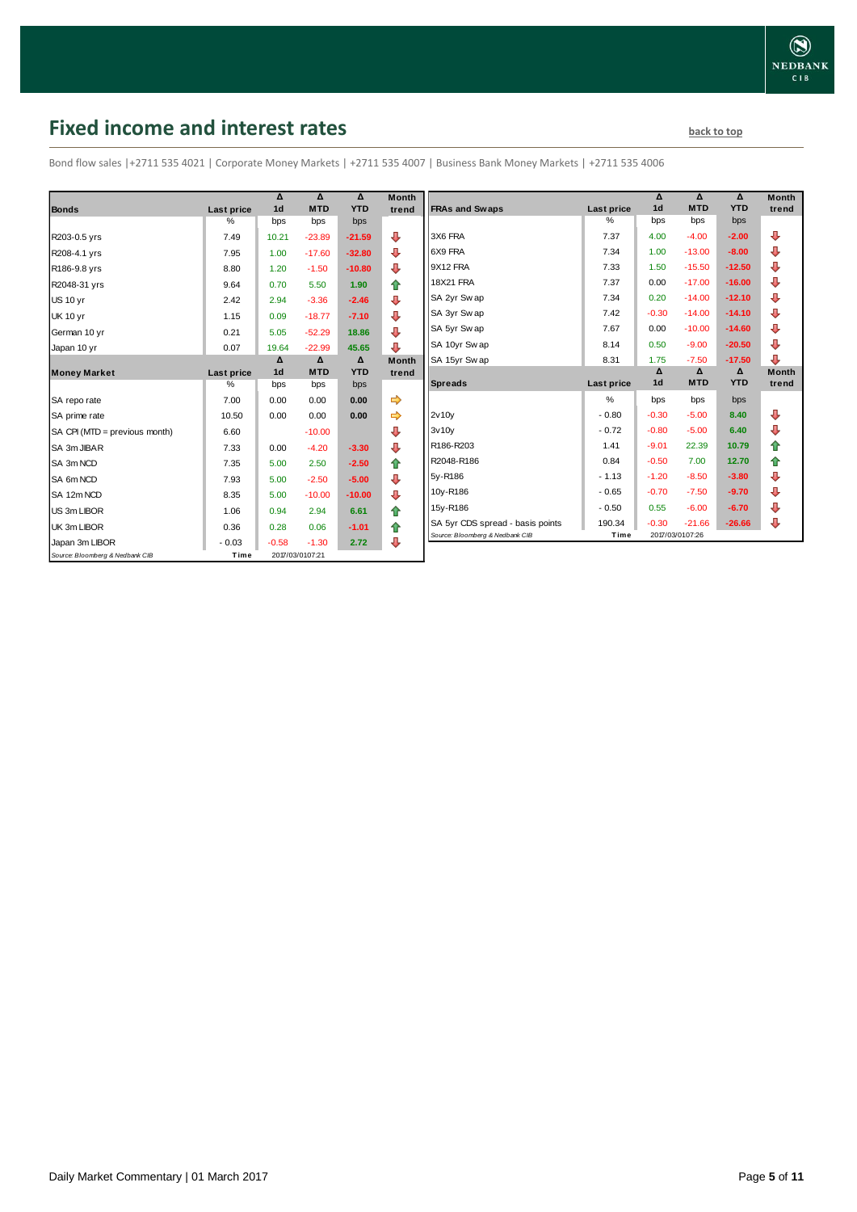# Fixed income and interest rates

back to top

Bond flow sales |+2711 535 4021 | Corporate Money Markets | +2711 535 4007 | Business Bank Money Markets | +2711 535 4006

| Bonds | Last price | Δ 1d | Δ MTD | Δ YTD | Month trend |
|---|---|---|---|---|---|
| | % | bps | bps | bps | |
| R203-0.5 yrs | 7.49 | 10.21 | -23.89 | -21.59 | ⇩ |
| R208-4.1 yrs | 7.95 | 1.00 | -17.60 | -32.80 | ⇩ |
| R186-9.8 yrs | 8.80 | 1.20 | -1.50 | -10.80 | ⇩ |
| R2048-31 yrs | 9.64 | 0.70 | 5.50 | 1.90 | ⇧ |
| US 10 yr | 2.42 | 2.94 | -3.36 | -2.46 | ⇩ |
| UK 10 yr | 1.15 | 0.09 | -18.77 | -7.10 | ⇩ |
| German 10 yr | 0.21 | 5.05 | -52.29 | 18.86 | ⇩ |
| Japan 10 yr | 0.07 | 19.64 | -22.99 | 45.65 | ⇩ |

| Money Market | Last price | Δ 1d | Δ MTD | Δ YTD | Month trend |
|---|---|---|---|---|---|
| | % | bps | bps | bps | |
| SA repo rate | 7.00 | 0.00 | 0.00 | 0.00 | ⇨ |
| SA prime rate | 10.50 | 0.00 | 0.00 | 0.00 | ⇨ |
| SA CPI (MTD = previous month) | 6.60 | | -10.00 | | ⇩ |
| SA 3m JIBAR | 7.33 | 0.00 | -4.20 | -3.30 | ⇩ |
| SA 3m NCD | 7.35 | 5.00 | 2.50 | -2.50 | ⇧ |
| SA 6m NCD | 7.93 | 5.00 | -2.50 | -5.00 | ⇩ |
| SA 12m NCD | 8.35 | 5.00 | -10.00 | -10.00 | ⇩ |
| US 3m LIBOR | 1.06 | 0.94 | 2.94 | 6.61 | ⇧ |
| UK 3m LIBOR | 0.36 | 0.28 | 0.06 | -1.01 | ⇧ |
| Japan 3m LIBOR | -0.03 | -0.58 | -1.30 | 2.72 | ⇩ |

Source: Bloomberg & Nedbank CIB | Time 2017/03/01 07:21

| FRAs and Swaps | Last price | Δ 1d | Δ MTD | Δ YTD | Month trend |
|---|---|---|---|---|---|
| | % | bps | bps | bps | |
| 3X6 FRA | 7.37 | 4.00 | -4.00 | -2.00 | ⇩ |
| 6X9 FRA | 7.34 | 1.00 | -13.00 | -8.00 | ⇩ |
| 9X12 FRA | 7.33 | 1.50 | -15.50 | -12.50 | ⇩ |
| 18X21 FRA | 7.37 | 0.00 | -17.00 | -16.00 | ⇩ |
| SA 2yr Swap | 7.34 | 0.20 | -14.00 | -12.10 | ⇩ |
| SA 3yr Swap | 7.42 | -0.30 | -14.00 | -14.10 | ⇩ |
| SA 5yr Swap | 7.67 | 0.00 | -10.00 | -14.60 | ⇩ |
| SA 10yr Swap | 8.14 | 0.50 | -9.00 | -20.50 | ⇩ |
| SA 15yr Swap | 8.31 | 1.75 | -7.50 | -17.50 | ⇩ |

| Spreads | Last price | Δ 1d | Δ MTD | Δ YTD | Month trend |
|---|---|---|---|---|---|
| | % | bps | bps | bps | |
| 2v10y | -0.80 | -0.30 | -5.00 | 8.40 | ⇩ |
| 3v10y | -0.72 | -0.80 | -5.00 | 6.40 | ⇩ |
| R186-R203 | 1.41 | -9.01 | 22.39 | 10.79 | ⇧ |
| R2048-R186 | 0.84 | -0.50 | 7.00 | 12.70 | ⇧ |
| 5y-R186 | -1.13 | -1.20 | -8.50 | -3.80 | ⇩ |
| 10y-R186 | -0.65 | -0.70 | -7.50 | -9.70 | ⇩ |
| 15y-R186 | -0.50 | 0.55 | -6.00 | -6.70 | ⇩ |
| SA 5yr CDS spread - basis points | 190.34 | -0.30 | -21.66 | -26.66 | ⇩ |

Source: Bloomberg & Nedbank CIB | Time 2017/03/01 07:26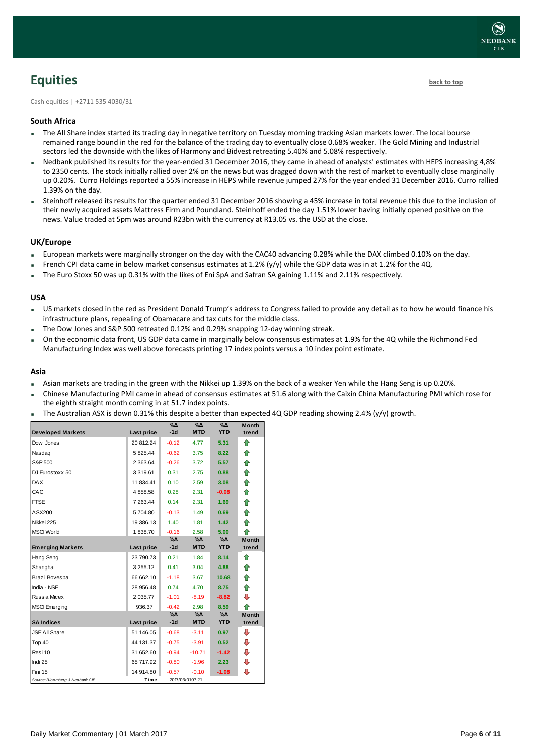# Equities

back to top

Cash equities | +2711 535 4030/31

### South Africa

- The All Share index started its trading day in negative territory on Tuesday morning tracking Asian markets lower. The local bourse remained range bound in the red for the balance of the trading day to eventually close 0.68% weaker. The Gold Mining and Industrial sectors led the downside with the likes of Harmony and Bidvest retreating 5.40% and 5.08% respectively.
- Nedbank published its results for the year-ended 31 December 2016, they came in ahead of analysts' estimates with HEPS increasing 4,8% to 2350 cents. The stock initially rallied over 2% on the news but was dragged down with the rest of market to eventually close marginally up 0.20%. Curro Holdings reported a 55% increase in HEPS while revenue jumped 27% for the year ended 31 December 2016. Curro rallied 1.39% on the day.
- Steinhoff released its results for the quarter ended 31 December 2016 showing a 45% increase in total revenue this due to the inclusion of their newly acquired assets Mattress Firm and Poundland. Steinhoff ended the day 1.51% lower having initially opened positive on the news. Value traded at 5pm was around R23bn with the currency at R13.05 vs. the USD at the close.

### UK/Europe

- European markets were marginally stronger on the day with the CAC40 advancing 0.28% while the DAX climbed 0.10% on the day.
- French CPI data came in below market consensus estimates at 1.2% (y/y) while the GDP data was in at 1.2% for the 4Q.
- The Euro Stoxx 50 was up 0.31% with the likes of Eni SpA and Safran SA gaining 1.11% and 2.11% respectively.

### USA

- US markets closed in the red as President Donald Trump's address to Congress failed to provide any detail as to how he would finance his infrastructure plans, repealing of Obamacare and tax cuts for the middle class.
- The Dow Jones and S&P 500 retreated 0.12% and 0.29% snapping 12-day winning streak.
- On the economic data front, US GDP data came in marginally below consensus estimates at 1.9% for the 4Q while the Richmond Fed Manufacturing Index was well above forecasts printing 17 index points versus a 10 index point estimate.

### Asia

- Asian markets are trading in the green with the Nikkei up 1.39% on the back of a weaker Yen while the Hang Seng is up 0.20%.
- Chinese Manufacturing PMI came in ahead of consensus estimates at 51.6 along with the Caixin China Manufacturing PMI which rose for the eighth straight month coming in at 51.7 index points.
- The Australian ASX is down 0.31% this despite a better than expected 4Q GDP reading showing 2.4% (y/y) growth.

| Developed Markets | Last price | %Δ -1d | %Δ MTD | %Δ YTD | Month trend |
|---|---|---|---|---|---|
| Dow Jones | 20 812.24 | -0.12 | 4.77 | 5.31 | ⇧ |
| Nasdaq | 5 825.44 | -0.62 | 3.75 | 8.22 | ⇧ |
| S&P 500 | 2 363.64 | -0.26 | 3.72 | 5.57 | ⇧ |
| DJ Eurostoxx 50 | 3 319.61 | 0.31 | 2.75 | 0.88 | ⇧ |
| DAX | 11 834.41 | 0.10 | 2.59 | 3.08 | ⇧ |
| CAC | 4 858.58 | 0.28 | 2.31 | -0.08 | ⇧ |
| FTSE | 7 263.44 | 0.14 | 2.31 | 1.69 | ⇧ |
| ASX200 | 5 704.80 | -0.13 | 1.49 | 0.69 | ⇧ |
| Nikkei 225 | 19 386.13 | 1.40 | 1.81 | 1.42 | ⇧ |
| MSCI World | 1 838.70 | -0.16 | 2.58 | 5.00 | ⇧ |
| **Emerging Markets** | **Last price** | **%Δ -1d** | **%Δ MTD** | **%Δ YTD** | **Month trend** |
| Hang Seng | 23 790.73 | 0.21 | 1.84 | 8.14 | ⇧ |
| Shanghai | 3 255.12 | 0.41 | 3.04 | 4.88 | ⇧ |
| Brazil Bovespa | 66 662.10 | -1.18 | 3.67 | 10.68 | ⇧ |
| India - NSE | 28 956.48 | 0.74 | 4.70 | 8.75 | ⇧ |
| Russia Micex | 2 035.77 | -1.01 | -8.19 | -8.82 | ⇩ |
| MSCI Emerging | 936.37 | -0.42 | 2.98 | 8.59 | ⇧ |
| **SA Indices** | **Last price** | **%Δ -1d** | **%Δ MTD** | **%Δ YTD** | **Month trend** |
| JSE All Share | 51 146.05 | -0.68 | -3.11 | 0.97 | ⇩ |
| Top 40 | 44 131.37 | -0.75 | -3.91 | 0.52 | ⇩ |
| Resi 10 | 31 652.60 | -0.94 | -10.71 | -1.42 | ⇩ |
| Indi 25 | 65 717.92 | -0.80 | -1.96 | 2.23 | ⇩ |
| Fini 15 | 14 914.80 | -0.57 | -0.10 | -1.08 | ⇩ |
| Source: Bloomberg & Nedbank CIB | Time | 2017/03/01 07:21 | | | |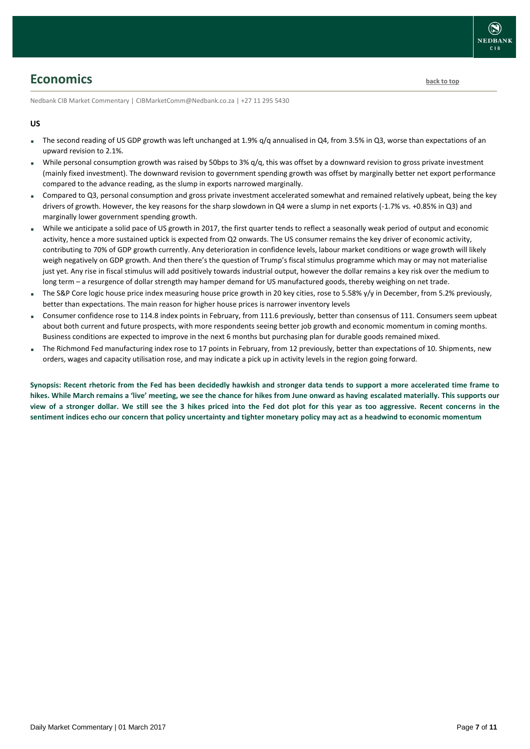# Economics

back to top

Nedbank CIB Market Commentary | CIBMarketComm@Nedbank.co.za | +27 11 295 5430

## US

- The second reading of US GDP growth was left unchanged at 1.9% q/q annualised in Q4, from 3.5% in Q3, worse than expectations of an upward revision to 2.1%.
- While personal consumption growth was raised by 50bps to 3% q/q, this was offset by a downward revision to gross private investment (mainly fixed investment). The downward revision to government spending growth was offset by marginally better net export performance compared to the advance reading, as the slump in exports narrowed marginally.
- Compared to Q3, personal consumption and gross private investment accelerated somewhat and remained relatively upbeat, being the key drivers of growth. However, the key reasons for the sharp slowdown in Q4 were a slump in net exports (-1.7% vs. +0.85% in Q3) and marginally lower government spending growth.
- While we anticipate a solid pace of US growth in 2017, the first quarter tends to reflect a seasonally weak period of output and economic activity, hence a more sustained uptick is expected from Q2 onwards. The US consumer remains the key driver of economic activity, contributing to 70% of GDP growth currently. Any deterioration in confidence levels, labour market conditions or wage growth will likely weigh negatively on GDP growth. And then there's the question of Trump's fiscal stimulus programme which may or may not materialise just yet. Any rise in fiscal stimulus will add positively towards industrial output, however the dollar remains a key risk over the medium to long term – a resurgence of dollar strength may hamper demand for US manufactured goods, thereby weighing on net trade.
- The S&P Core logic house price index measuring house price growth in 20 key cities, rose to 5.58% y/y in December, from 5.2% previously, better than expectations. The main reason for higher house prices is narrower inventory levels
- Consumer confidence rose to 114.8 index points in February, from 111.6 previously, better than consensus of 111. Consumers seem upbeat about both current and future prospects, with more respondents seeing better job growth and economic momentum in coming months. Business conditions are expected to improve in the next 6 months but purchasing plan for durable goods remained mixed.
- The Richmond Fed manufacturing index rose to 17 points in February, from 12 previously, better than expectations of 10. Shipments, new orders, wages and capacity utilisation rose, and may indicate a pick up in activity levels in the region going forward.

**Synopsis: Recent rhetoric from the Fed has been decidedly hawkish and stronger data tends to support a more accelerated time frame to hikes. While March remains a 'live' meeting, we see the chance for hikes from June onward as having escalated materially. This supports our view of a stronger dollar. We still see the 3 hikes priced into the Fed dot plot for this year as too aggressive. Recent concerns in the sentiment indices echo our concern that policy uncertainty and tighter monetary policy may act as a headwind to economic momentum**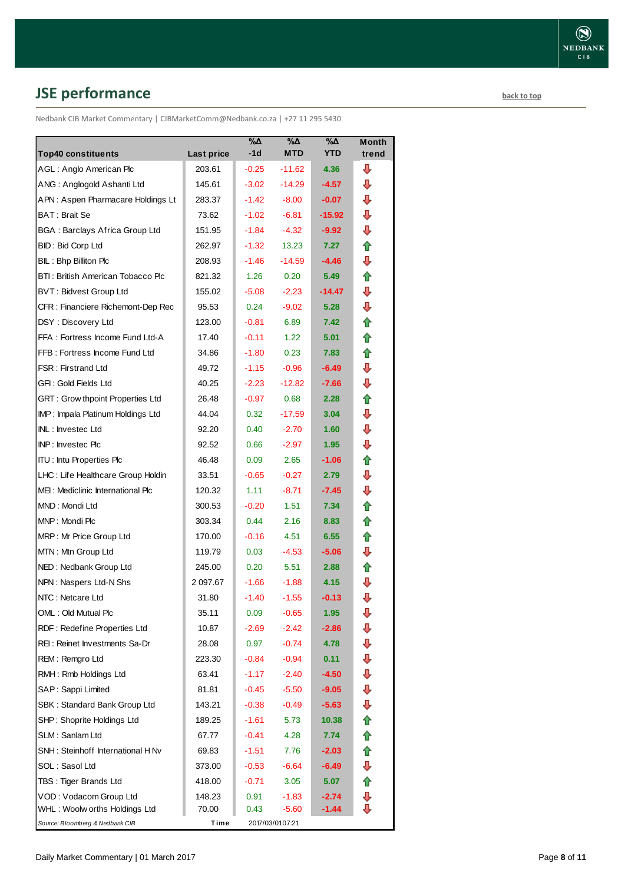## JSE performance

back to top

Nedbank CIB Market Commentary | CIBMarketComm@Nedbank.co.za | +27 11 295 5430

| Top40 constituents | Last price | %Δ -1d | %Δ MTD | %Δ YTD | Month trend |
|---|---|---|---|---|---|
| AGL : Anglo American Plc | 203.61 | -0.25 | -11.62 | 4.36 | ⇩ |
| ANG : Anglogold Ashanti Ltd | 145.61 | -3.02 | -14.29 | -4.57 | ⇩ |
| APN : Aspen Pharmacare Holdings Lt | 283.37 | -1.42 | -8.00 | -0.07 | ⇩ |
| BAT : Brait Se | 73.62 | -1.02 | -6.81 | -15.92 | ⇩ |
| BGA : Barclays Africa Group Ltd | 151.95 | -1.84 | -4.32 | -9.92 | ⇩ |
| BID : Bid Corp Ltd | 262.97 | -1.32 | 13.23 | 7.27 | ⇧ |
| BIL : Bhp Billiton Plc | 208.93 | -1.46 | -14.59 | -4.46 | ⇩ |
| BTI : British American Tobacco Plc | 821.32 | 1.26 | 0.20 | 5.49 | ⇧ |
| BVT : Bidvest Group Ltd | 155.02 | -5.08 | -2.23 | -14.47 | ⇩ |
| CFR : Financiere Richemont-Dep Rec | 95.53 | 0.24 | -9.02 | 5.28 | ⇩ |
| DSY : Discovery Ltd | 123.00 | -0.81 | 6.89 | 7.42 | ⇧ |
| FFA : Fortress Income Fund Ltd-A | 17.40 | -0.11 | 1.22 | 5.01 | ⇧ |
| FFB : Fortress Income Fund Ltd | 34.86 | -1.80 | 0.23 | 7.83 | ⇧ |
| FSR : Firstrand Ltd | 49.72 | -1.15 | -0.96 | -6.49 | ⇩ |
| GFI : Gold Fields Ltd | 40.25 | -2.23 | -12.82 | -7.66 | ⇩ |
| GRT : Growthpoint Properties Ltd | 26.48 | -0.97 | 0.68 | 2.28 | ⇧ |
| IMP : Impala Platinum Holdings Ltd | 44.04 | 0.32 | -17.59 | 3.04 | ⇩ |
| INL : Investec Ltd | 92.20 | 0.40 | -2.70 | 1.60 | ⇩ |
| INP : Investec Plc | 92.52 | 0.66 | -2.97 | 1.95 | ⇩ |
| ITU : Intu Properties Plc | 46.48 | 0.09 | 2.65 | -1.06 | ⇧ |
| LHC : Life Healthcare Group Holdin | 33.51 | -0.65 | -0.27 | 2.79 | ⇩ |
| MEI : Mediclinic International Plc | 120.32 | 1.11 | -8.71 | -7.45 | ⇩ |
| MND : Mondi Ltd | 300.53 | -0.20 | 1.51 | 7.34 | ⇧ |
| MNP : Mondi Plc | 303.34 | 0.44 | 2.16 | 8.83 | ⇧ |
| MRP : Mr Price Group Ltd | 170.00 | -0.16 | 4.51 | 6.55 | ⇧ |
| MTN : Mtn Group Ltd | 119.79 | 0.03 | -4.53 | -5.06 | ⇩ |
| NED : Nedbank Group Ltd | 245.00 | 0.20 | 5.51 | 2.88 | ⇧ |
| NPN : Naspers Ltd-N Shs | 2 097.67 | -1.66 | -1.88 | 4.15 | ⇩ |
| NTC : Netcare Ltd | 31.80 | -1.40 | -1.55 | -0.13 | ⇩ |
| OML : Old Mutual Plc | 35.11 | 0.09 | -0.65 | 1.95 | ⇩ |
| RDF : Redefine Properties Ltd | 10.87 | -2.69 | -2.42 | -2.86 | ⇩ |
| REI : Reinet Investments Sa-Dr | 28.08 | 0.97 | -0.74 | 4.78 | ⇩ |
| REM : Remgro Ltd | 223.30 | -0.84 | -0.94 | 0.11 | ⇩ |
| RMH : Rmb Holdings Ltd | 63.41 | -1.17 | -2.40 | -4.50 | ⇩ |
| SAP : Sappi Limited | 81.81 | -0.45 | -5.50 | -9.05 | ⇩ |
| SBK : Standard Bank Group Ltd | 143.21 | -0.38 | -0.49 | -5.63 | ⇩ |
| SHP : Shoprite Holdings Ltd | 189.25 | -1.61 | 5.73 | 10.38 | ⇧ |
| SLM : Sanlam Ltd | 67.77 | -0.41 | 4.28 | 7.74 | ⇧ |
| SNH : Steinhoff International H Nv | 69.83 | -1.51 | 7.76 | -2.03 | ⇧ |
| SOL : Sasol Ltd | 373.00 | -0.53 | -6.64 | -6.49 | ⇩ |
| TBS : Tiger Brands Ltd | 418.00 | -0.71 | 3.05 | 5.07 | ⇧ |
| VOD : Vodacom Group Ltd | 148.23 | 0.91 | -1.83 | -2.74 | ⇩ |
| WHL : Woolworths Holdings Ltd | 70.00 | 0.43 | -5.60 | -1.44 | ⇩ |

*Source: Bloomberg & Nedbank CIB* Time 2017/03/01 07:21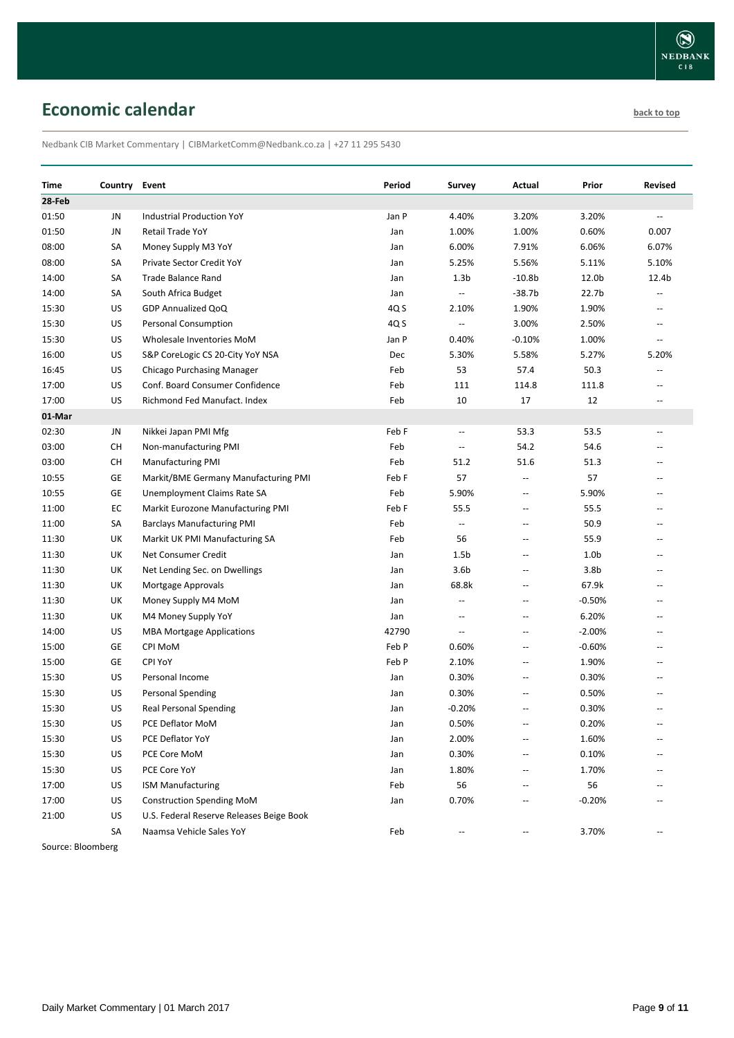## Economic calendar

back to top

Nedbank CIB Market Commentary | CIBMarketComm@Nedbank.co.za | +27 11 295 5430

| Time | Country | Event | Period | Survey | Actual | Prior | Revised |
|---|---|---|---|---|---|---|---|
| **28-Feb** | | | | | | | |
| 01:50 | JN | Industrial Production YoY | Jan P | 4.40% | 3.20% | 3.20% | -- |
| 01:50 | JN | Retail Trade YoY | Jan | 1.00% | 1.00% | 0.60% | 0.007 |
| 08:00 | SA | Money Supply M3 YoY | Jan | 6.00% | 7.91% | 6.06% | 6.07% |
| 08:00 | SA | Private Sector Credit YoY | Jan | 5.25% | 5.56% | 5.11% | 5.10% |
| 14:00 | SA | Trade Balance Rand | Jan | 1.3b | -10.8b | 12.0b | 12.4b |
| 14:00 | SA | South Africa Budget | Jan | -- | -38.7b | 22.7b | -- |
| 15:30 | US | GDP Annualized QoQ | 4Q S | 2.10% | 1.90% | 1.90% | -- |
| 15:30 | US | Personal Consumption | 4Q S | -- | 3.00% | 2.50% | -- |
| 15:30 | US | Wholesale Inventories MoM | Jan P | 0.40% | -0.10% | 1.00% | -- |
| 16:00 | US | S&P CoreLogic CS 20-City YoY NSA | Dec | 5.30% | 5.58% | 5.27% | 5.20% |
| 16:45 | US | Chicago Purchasing Manager | Feb | 53 | 57.4 | 50.3 | -- |
| 17:00 | US | Conf. Board Consumer Confidence | Feb | 111 | 114.8 | 111.8 | -- |
| 17:00 | US | Richmond Fed Manufact. Index | Feb | 10 | 17 | 12 | -- |
| **01-Mar** | | | | | | | |
| 02:30 | JN | Nikkei Japan PMI Mfg | Feb F | -- | 53.3 | 53.5 | -- |
| 03:00 | CH | Non-manufacturing PMI | Feb | -- | 54.2 | 54.6 | -- |
| 03:00 | CH | Manufacturing PMI | Feb | 51.2 | 51.6 | 51.3 | -- |
| 10:55 | GE | Markit/BME Germany Manufacturing PMI | Feb F | 57 | -- | 57 | -- |
| 10:55 | GE | Unemployment Claims Rate SA | Feb | 5.90% | -- | 5.90% | -- |
| 11:00 | EC | Markit Eurozone Manufacturing PMI | Feb F | 55.5 | -- | 55.5 | -- |
| 11:00 | SA | Barclays Manufacturing PMI | Feb | -- | -- | 50.9 | -- |
| 11:30 | UK | Markit UK PMI Manufacturing SA | Feb | 56 | -- | 55.9 | -- |
| 11:30 | UK | Net Consumer Credit | Jan | 1.5b | -- | 1.0b | -- |
| 11:30 | UK | Net Lending Sec. on Dwellings | Jan | 3.6b | -- | 3.8b | -- |
| 11:30 | UK | Mortgage Approvals | Jan | 68.8k | -- | 67.9k | -- |
| 11:30 | UK | Money Supply M4 MoM | Jan | -- | -- | -0.50% | -- |
| 11:30 | UK | M4 Money Supply YoY | Jan | -- | -- | 6.20% | -- |
| 14:00 | US | MBA Mortgage Applications | 42790 | -- | -- | -2.00% | -- |
| 15:00 | GE | CPI MoM | Feb P | 0.60% | -- | -0.60% | -- |
| 15:00 | GE | CPI YoY | Feb P | 2.10% | -- | 1.90% | -- |
| 15:30 | US | Personal Income | Jan | 0.30% | -- | 0.30% | -- |
| 15:30 | US | Personal Spending | Jan | 0.30% | -- | 0.50% | -- |
| 15:30 | US | Real Personal Spending | Jan | -0.20% | -- | 0.30% | -- |
| 15:30 | US | PCE Deflator MoM | Jan | 0.50% | -- | 0.20% | -- |
| 15:30 | US | PCE Deflator YoY | Jan | 2.00% | -- | 1.60% | -- |
| 15:30 | US | PCE Core MoM | Jan | 0.30% | -- | 0.10% | -- |
| 15:30 | US | PCE Core YoY | Jan | 1.80% | -- | 1.70% | -- |
| 17:00 | US | ISM Manufacturing | Feb | 56 | -- | 56 | -- |
| 17:00 | US | Construction Spending MoM | Jan | 0.70% | -- | -0.20% | -- |
| 21:00 | US | U.S. Federal Reserve Releases Beige Book | | | | | |
| | SA | Naamsa Vehicle Sales YoY | Feb | -- | -- | 3.70% | -- |

Source: Bloomberg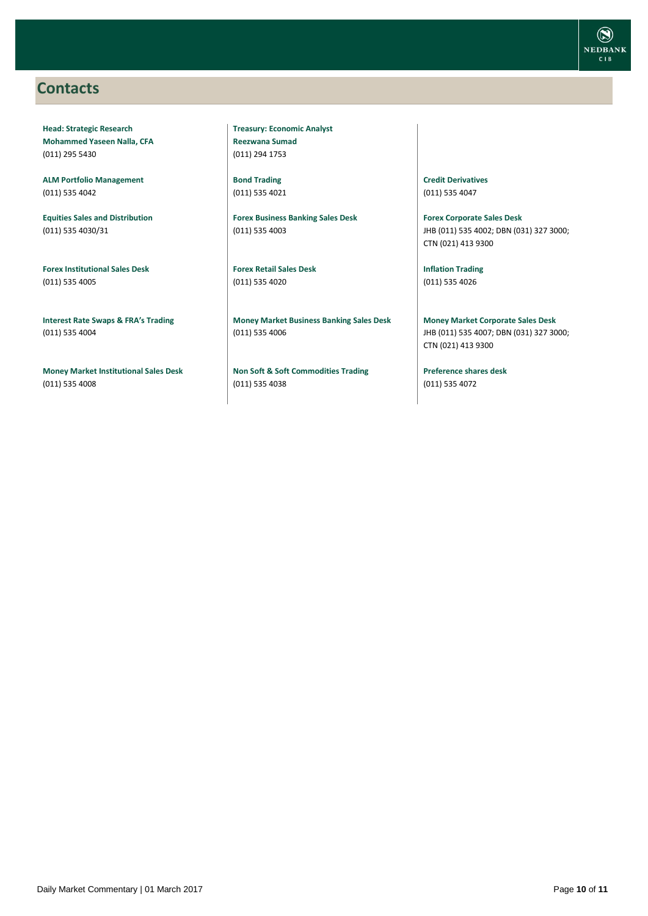# Contacts

**Head: Strategic Research**
**Mohammed Yaseen Nalla, CFA**
(011) 295 5430

**ALM Portfolio Management**
(011) 535 4042

**Equities Sales and Distribution**
(011) 535 4030/31

**Forex Institutional Sales Desk**
(011) 535 4005

**Interest Rate Swaps & FRA's Trading**
(011) 535 4004

**Money Market Institutional Sales Desk**
(011) 535 4008

**Treasury: Economic Analyst**
**Reezwana Sumad**
(011) 294 1753

**Bond Trading**
(011) 535 4021

**Forex Business Banking Sales Desk**
(011) 535 4003

**Forex Retail Sales Desk**
(011) 535 4020

**Money Market Business Banking Sales Desk**
(011) 535 4006

**Non Soft & Soft Commodities Trading**
(011) 535 4038

**Credit Derivatives**
(011) 535 4047

**Forex Corporate Sales Desk**
JHB (011) 535 4002; DBN (031) 327 3000; CTN (021) 413 9300

**Inflation Trading**
(011) 535 4026

**Money Market Corporate Sales Desk**
JHB (011) 535 4007; DBN (031) 327 3000; CTN (021) 413 9300

**Preference shares desk**
(011) 535 4072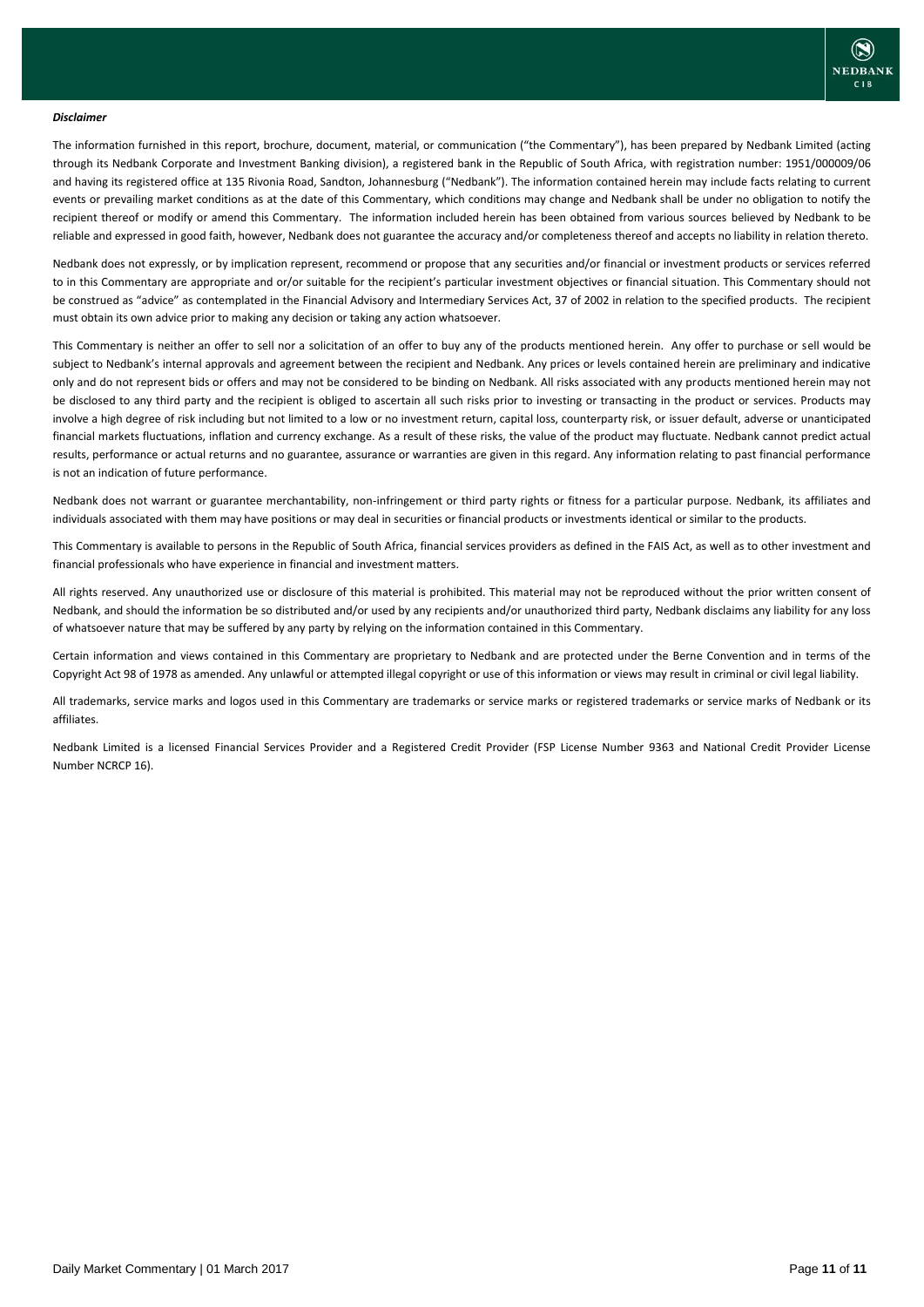***Disclaimer***

The information furnished in this report, brochure, document, material, or communication ("the Commentary"), has been prepared by Nedbank Limited (acting through its Nedbank Corporate and Investment Banking division), a registered bank in the Republic of South Africa, with registration number: 1951/000009/06 and having its registered office at 135 Rivonia Road, Sandton, Johannesburg ("Nedbank"). The information contained herein may include facts relating to current events or prevailing market conditions as at the date of this Commentary, which conditions may change and Nedbank shall be under no obligation to notify the recipient thereof or modify or amend this Commentary. The information included herein has been obtained from various sources believed by Nedbank to be reliable and expressed in good faith, however, Nedbank does not guarantee the accuracy and/or completeness thereof and accepts no liability in relation thereto.

Nedbank does not expressly, or by implication represent, recommend or propose that any securities and/or financial or investment products or services referred to in this Commentary are appropriate and or/or suitable for the recipient's particular investment objectives or financial situation. This Commentary should not be construed as "advice" as contemplated in the Financial Advisory and Intermediary Services Act, 37 of 2002 in relation to the specified products. The recipient must obtain its own advice prior to making any decision or taking any action whatsoever.

This Commentary is neither an offer to sell nor a solicitation of an offer to buy any of the products mentioned herein. Any offer to purchase or sell would be subject to Nedbank's internal approvals and agreement between the recipient and Nedbank. Any prices or levels contained herein are preliminary and indicative only and do not represent bids or offers and may not be considered to be binding on Nedbank. All risks associated with any products mentioned herein may not be disclosed to any third party and the recipient is obliged to ascertain all such risks prior to investing or transacting in the product or services. Products may involve a high degree of risk including but not limited to a low or no investment return, capital loss, counterparty risk, or issuer default, adverse or unanticipated financial markets fluctuations, inflation and currency exchange. As a result of these risks, the value of the product may fluctuate. Nedbank cannot predict actual results, performance or actual returns and no guarantee, assurance or warranties are given in this regard. Any information relating to past financial performance is not an indication of future performance.

Nedbank does not warrant or guarantee merchantability, non-infringement or third party rights or fitness for a particular purpose. Nedbank, its affiliates and individuals associated with them may have positions or may deal in securities or financial products or investments identical or similar to the products.

This Commentary is available to persons in the Republic of South Africa, financial services providers as defined in the FAIS Act, as well as to other investment and financial professionals who have experience in financial and investment matters.

All rights reserved. Any unauthorized use or disclosure of this material is prohibited. This material may not be reproduced without the prior written consent of Nedbank, and should the information be so distributed and/or used by any recipients and/or unauthorized third party, Nedbank disclaims any liability for any loss of whatsoever nature that may be suffered by any party by relying on the information contained in this Commentary.

Certain information and views contained in this Commentary are proprietary to Nedbank and are protected under the Berne Convention and in terms of the Copyright Act 98 of 1978 as amended. Any unlawful or attempted illegal copyright or use of this information or views may result in criminal or civil legal liability.

All trademarks, service marks and logos used in this Commentary are trademarks or service marks or registered trademarks or service marks of Nedbank or its affiliates.

Nedbank Limited is a licensed Financial Services Provider and a Registered Credit Provider (FSP License Number 9363 and National Credit Provider License Number NCRCP 16).